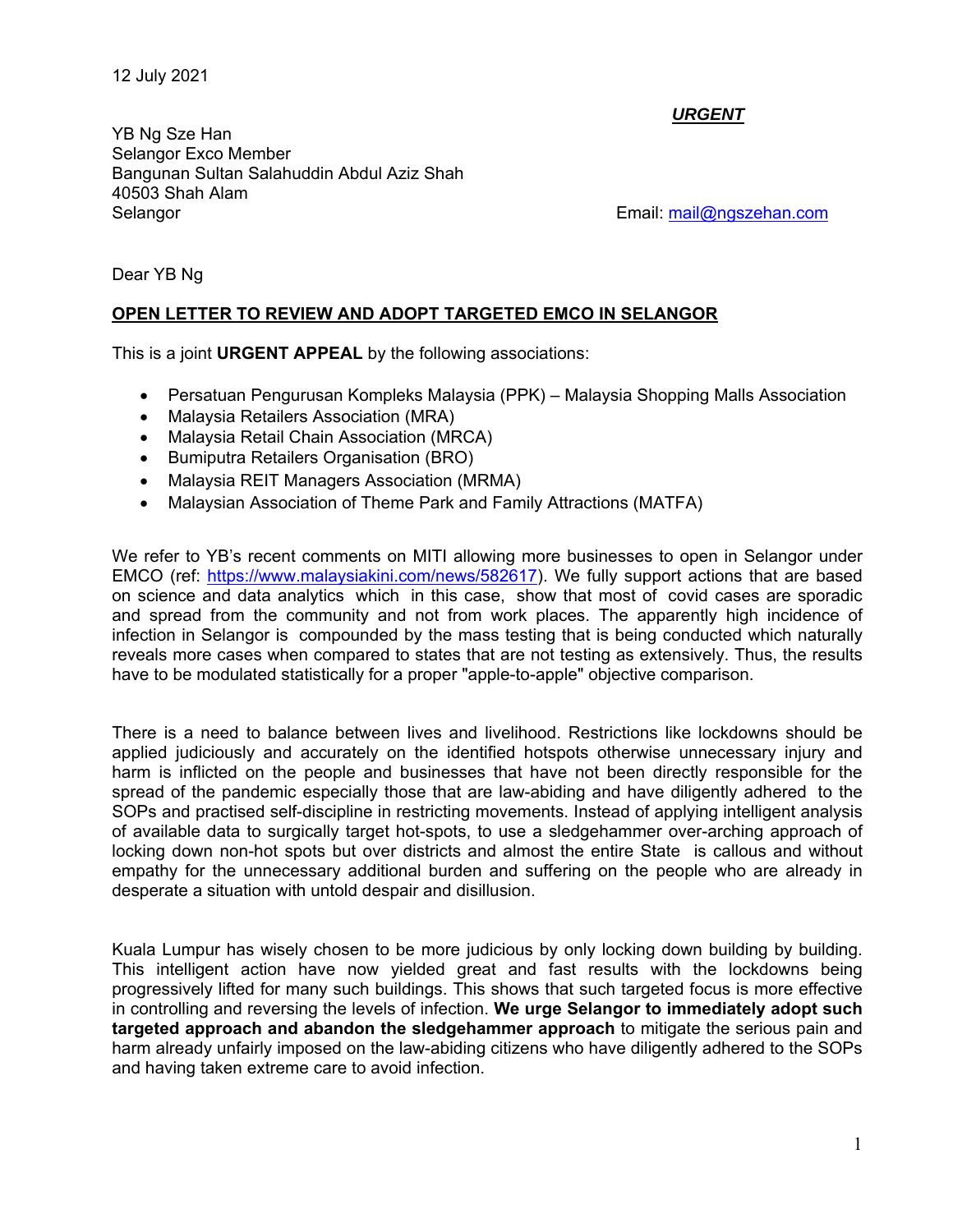12 July 2021

***URGENT***

YB Ng Sze Han
Selangor Exco Member
Bangunan Sultan Salahuddin Abdul Aziz Shah
40503 Shah Alam
Selangor

Email: mail@ngszehan.com

Dear YB Ng

**OPEN LETTER TO REVIEW AND ADOPT TARGETED EMCO IN SELANGOR**

This is a joint **URGENT APPEAL** by the following associations:

- Persatuan Pengurusan Kompleks Malaysia (PPK) – Malaysia Shopping Malls Association
- Malaysia Retailers Association (MRA)
- Malaysia Retail Chain Association (MRCA)
- Bumiputra Retailers Organisation (BRO)
- Malaysia REIT Managers Association (MRMA)
- Malaysian Association of Theme Park and Family Attractions (MATFA)

We refer to YB's recent comments on MITI allowing more businesses to open in Selangor under EMCO (ref: https://www.malaysiakini.com/news/582617). We fully support actions that are based on science and data analytics which in this case, show that most of covid cases are sporadic and spread from the community and not from work places. The apparently high incidence of infection in Selangor is compounded by the mass testing that is being conducted which naturally reveals more cases when compared to states that are not testing as extensively. Thus, the results have to be modulated statistically for a proper "apple-to-apple" objective comparison.

There is a need to balance between lives and livelihood. Restrictions like lockdowns should be applied judiciously and accurately on the identified hotspots otherwise unnecessary injury and harm is inflicted on the people and businesses that have not been directly responsible for the spread of the pandemic especially those that are law-abiding and have diligently adhered to the SOPs and practised self-discipline in restricting movements. Instead of applying intelligent analysis of available data to surgically target hot-spots, to use a sledgehammer over-arching approach of locking down non-hot spots but over districts and almost the entire State is callous and without empathy for the unnecessary additional burden and suffering on the people who are already in desperate a situation with untold despair and disillusion.

Kuala Lumpur has wisely chosen to be more judicious by only locking down building by building. This intelligent action have now yielded great and fast results with the lockdowns being progressively lifted for many such buildings. This shows that such targeted focus is more effective in controlling and reversing the levels of infection. **We urge Selangor to immediately adopt such targeted approach and abandon the sledgehammer approach** to mitigate the serious pain and harm already unfairly imposed on the law-abiding citizens who have diligently adhered to the SOPs and having taken extreme care to avoid infection.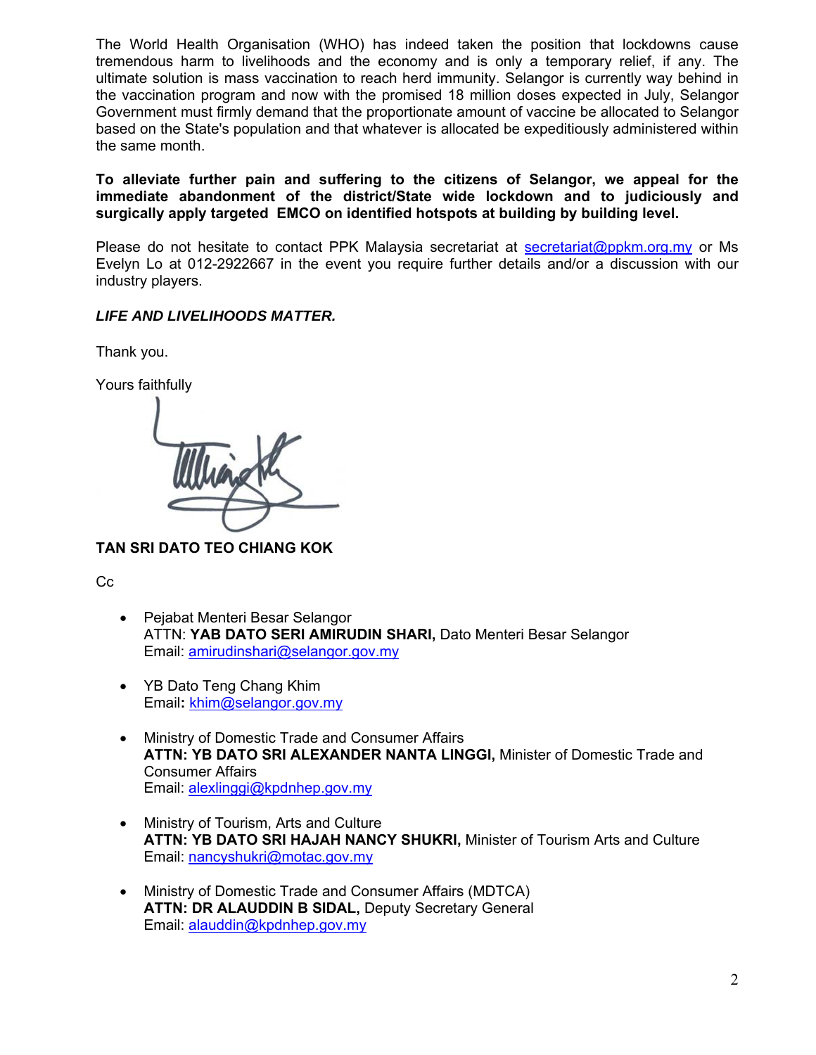The World Health Organisation (WHO) has indeed taken the position that lockdowns cause tremendous harm to livelihoods and the economy and is only a temporary relief, if any. The ultimate solution is mass vaccination to reach herd immunity. Selangor is currently way behind in the vaccination program and now with the promised 18 million doses expected in July, Selangor Government must firmly demand that the proportionate amount of vaccine be allocated to Selangor based on the State's population and that whatever is allocated be expeditiously administered within the same month.

**To alleviate further pain and suffering to the citizens of Selangor, we appeal for the immediate abandonment of the district/State wide lockdown and to judiciously and surgically apply targeted EMCO on identified hotspots at building by building level.**

Please do not hesitate to contact PPK Malaysia secretariat at secretariat@ppkm.org.my or Ms Evelyn Lo at 012-2922667 in the event you require further details and/or a discussion with our industry players.

***LIFE AND LIVELIHOODS MATTER.***

Thank you.

Yours faithfully

**TAN SRI DATO TEO CHIANG KOK**

Cc

- Pejabat Menteri Besar Selangor
  ATTN: **YAB DATO SERI AMIRUDIN SHARI,** Dato Menteri Besar Selangor
  Email: amirudinshari@selangor.gov.my

- YB Dato Teng Chang Khim
  Email**:** khim@selangor.gov.my

- Ministry of Domestic Trade and Consumer Affairs
  **ATTN: YB DATO SRI ALEXANDER NANTA LINGGI,** Minister of Domestic Trade and Consumer Affairs
  Email: alexlinggi@kpdnhep.gov.my

- Ministry of Tourism, Arts and Culture
  **ATTN: YB DATO SRI HAJAH NANCY SHUKRI,** Minister of Tourism Arts and Culture
  Email: nancyshukri@motac.gov.my

- Ministry of Domestic Trade and Consumer Affairs (MDTCA)
  **ATTN: DR ALAUDDIN B SIDAL,** Deputy Secretary General
  Email: alauddin@kpdnhep.gov.my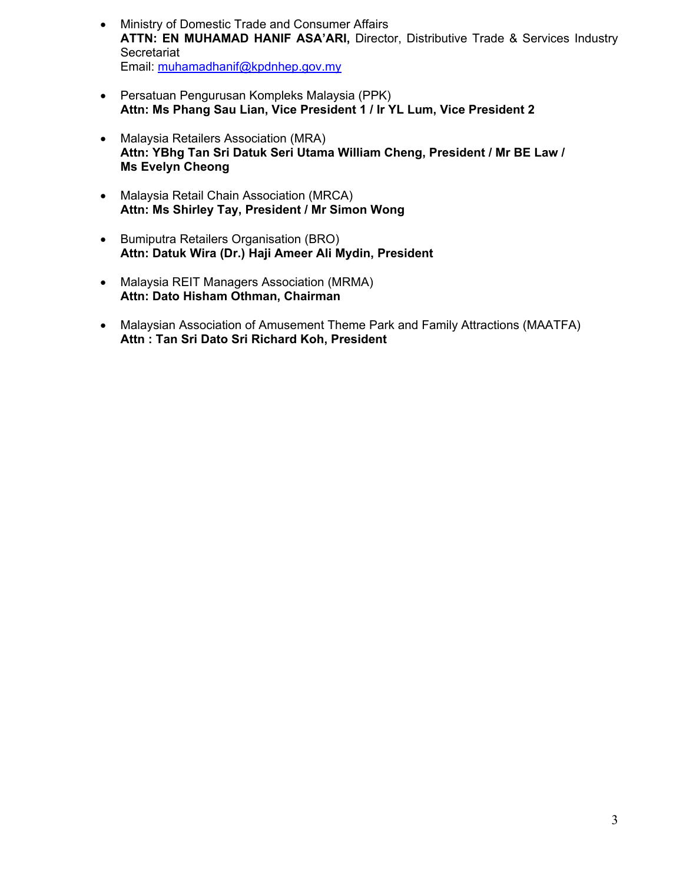- Ministry of Domestic Trade and Consumer Affairs
  **ATTN: EN MUHAMAD HANIF ASA'ARI,** Director, Distributive Trade & Services Industry Secretariat
  Email: muhamadhanif@kpdnhep.gov.my

- Persatuan Pengurusan Kompleks Malaysia (PPK)
  **Attn: Ms Phang Sau Lian, Vice President 1 / Ir YL Lum, Vice President 2**

- Malaysia Retailers Association (MRA)
  **Attn: YBhg Tan Sri Datuk Seri Utama William Cheng, President / Mr BE Law / Ms Evelyn Cheong**

- Malaysia Retail Chain Association (MRCA)
  **Attn: Ms Shirley Tay, President / Mr Simon Wong**

- Bumiputra Retailers Organisation (BRO)
  **Attn: Datuk Wira (Dr.) Haji Ameer Ali Mydin, President**

- Malaysia REIT Managers Association (MRMA)
  **Attn: Dato Hisham Othman, Chairman**

- Malaysian Association of Amusement Theme Park and Family Attractions (MAATFA)
  **Attn : Tan Sri Dato Sri Richard Koh, President**